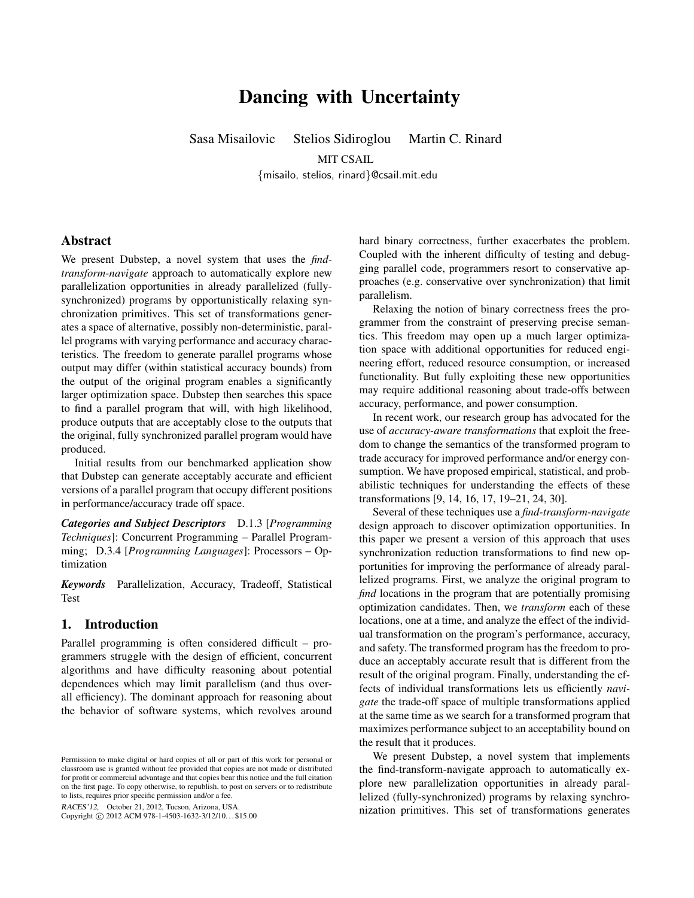# Dancing with Uncertainty

Sasa Misailovic    Stelios Sidiroglou    Martin C. Rinard

MIT CSAIL

{misailo, stelios, rinard}@csail.mit.edu

## Abstract

We present Dubstep, a novel system that uses the *find-transform-navigate* approach to automatically explore new parallelization opportunities in already parallelized (fully-synchronized) programs by opportunistically relaxing synchronization primitives. This set of transformations generates a space of alternative, possibly non-deterministic, parallel programs with varying performance and accuracy characteristics. The freedom to generate parallel programs whose output may differ (within statistical accuracy bounds) from the output of the original program enables a significantly larger optimization space. Dubstep then searches this space to find a parallel program that will, with high likelihood, produce outputs that are acceptably close to the outputs that the original, fully synchronized parallel program would have produced.

Initial results from our benchmarked application show that Dubstep can generate acceptably accurate and efficient versions of a parallel program that occupy different positions in performance/accuracy trade off space.

***Categories and Subject Descriptors*** D.1.3 [*Programming Techniques*]: Concurrent Programming – Parallel Programming; D.3.4 [*Programming Languages*]: Processors – Optimization

***Keywords*** Parallelization, Accuracy, Tradeoff, Statistical Test

## 1. Introduction

Parallel programming is often considered difficult – programmers struggle with the design of efficient, concurrent algorithms and have difficulty reasoning about potential dependences which may limit parallelism (and thus overall efficiency). The dominant approach for reasoning about the behavior of software systems, which revolves around hard binary correctness, further exacerbates the problem. Coupled with the inherent difficulty of testing and debugging parallel code, programmers resort to conservative approaches (e.g. conservative over synchronization) that limit parallelism.

Relaxing the notion of binary correctness frees the programmer from the constraint of preserving precise semantics. This freedom may open up a much larger optimization space with additional opportunities for reduced engineering effort, reduced resource consumption, or increased functionality. But fully exploiting these new opportunities may require additional reasoning about trade-offs between accuracy, performance, and power consumption.

In recent work, our research group has advocated for the use of *accuracy-aware transformations* that exploit the freedom to change the semantics of the transformed program to trade accuracy for improved performance and/or energy consumption. We have proposed empirical, statistical, and probabilistic techniques for understanding the effects of these transformations [9, 14, 16, 17, 19–21, 24, 30].

Several of these techniques use a *find-transform-navigate* design approach to discover optimization opportunities. In this paper we present a version of this approach that uses synchronization reduction transformations to find new opportunities for improving the performance of already parallelized programs. First, we analyze the original program to *find* locations in the program that are potentially promising optimization candidates. Then, we *transform* each of these locations, one at a time, and analyze the effect of the individual transformation on the program's performance, accuracy, and safety. The transformed program has the freedom to produce an acceptably accurate result that is different from the result of the original program. Finally, understanding the effects of individual transformations lets us efficiently *navigate* the trade-off space of multiple transformations applied at the same time as we search for a transformed program that maximizes performance subject to an acceptability bound on the result that it produces.

We present Dubstep, a novel system that implements the find-transform-navigate approach to automatically explore new parallelization opportunities in already parallelized (fully-synchronized) programs by relaxing synchronization primitives. This set of transformations generates

Permission to make digital or hard copies of all or part of this work for personal or classroom use is granted without fee provided that copies are not made or distributed for profit or commercial advantage and that copies bear this notice and the full citation on the first page. To copy otherwise, to republish, to post on servers or to redistribute to lists, requires prior specific permission and/or a fee.

*RACES'12,* October 21, 2012, Tucson, Arizona, USA.
Copyright © 2012 ACM 978-1-4503-1632-3/12/10. . . $15.00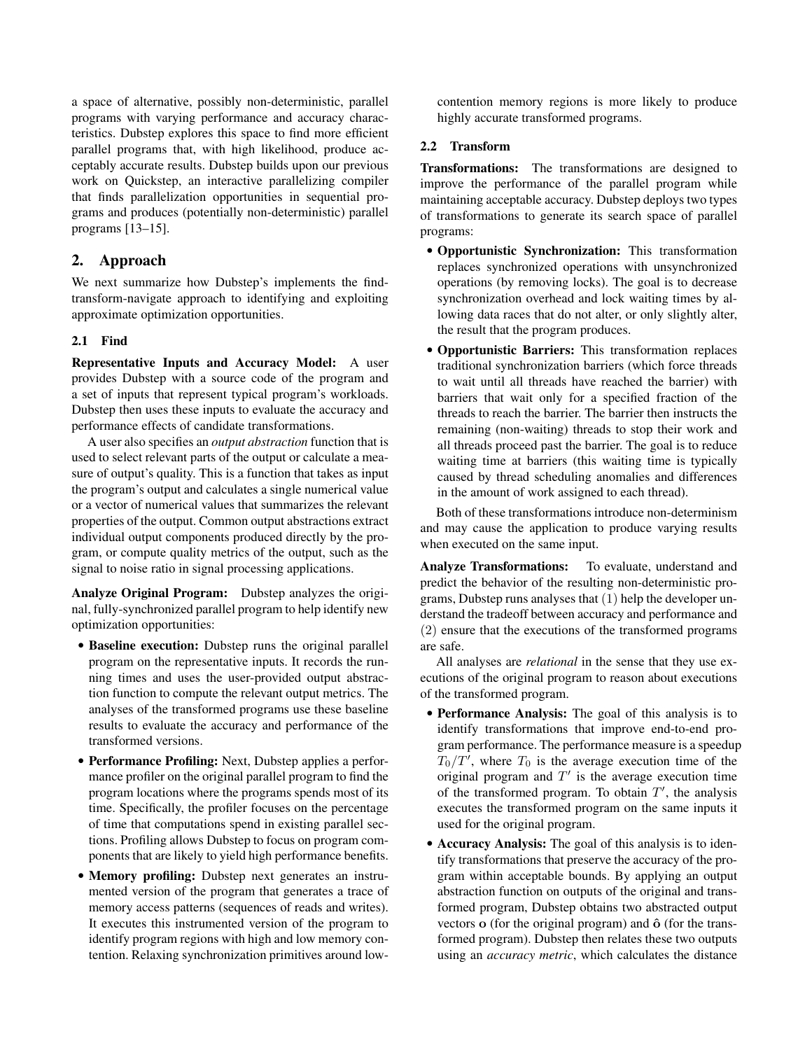a space of alternative, possibly non-deterministic, parallel programs with varying performance and accuracy characteristics. Dubstep explores this space to find more efficient parallel programs that, with high likelihood, produce acceptably accurate results. Dubstep builds upon our previous work on Quickstep, an interactive parallelizing compiler that finds parallelization opportunities in sequential programs and produces (potentially non-deterministic) parallel programs [13–15].

## 2. Approach

We next summarize how Dubstep's implements the find-transform-navigate approach to identifying and exploiting approximate optimization opportunities.

### 2.1 Find

**Representative Inputs and Accuracy Model:** A user provides Dubstep with a source code of the program and a set of inputs that represent typical program's workloads. Dubstep then uses these inputs to evaluate the accuracy and performance effects of candidate transformations.

A user also specifies an *output abstraction* function that is used to select relevant parts of the output or calculate a measure of output's quality. This is a function that takes as input the program's output and calculates a single numerical value or a vector of numerical values that summarizes the relevant properties of the output. Common output abstractions extract individual output components produced directly by the program, or compute quality metrics of the output, such as the signal to noise ratio in signal processing applications.

**Analyze Original Program:** Dubstep analyzes the original, fully-synchronized parallel program to help identify new optimization opportunities:

- **Baseline execution:** Dubstep runs the original parallel program on the representative inputs. It records the running times and uses the user-provided output abstraction function to compute the relevant output metrics. The analyses of the transformed programs use these baseline results to evaluate the accuracy and performance of the transformed versions.
- **Performance Profiling:** Next, Dubstep applies a performance profiler on the original parallel program to find the program locations where the programs spends most of its time. Specifically, the profiler focuses on the percentage of time that computations spend in existing parallel sections. Profiling allows Dubstep to focus on program components that are likely to yield high performance benefits.
- **Memory profiling:** Dubstep next generates an instrumented version of the program that generates a trace of memory access patterns (sequences of reads and writes). It executes this instrumented version of the program to identify program regions with high and low memory contention. Relaxing synchronization primitives around low-contention memory regions is more likely to produce highly accurate transformed programs.

### 2.2 Transform

**Transformations:** The transformations are designed to improve the performance of the parallel program while maintaining acceptable accuracy. Dubstep deploys two types of transformations to generate its search space of parallel programs:

- **Opportunistic Synchronization:** This transformation replaces synchronized operations with unsynchronized operations (by removing locks). The goal is to decrease synchronization overhead and lock waiting times by allowing data races that do not alter, or only slightly alter, the result that the program produces.
- **Opportunistic Barriers:** This transformation replaces traditional synchronization barriers (which force threads to wait until all threads have reached the barrier) with barriers that wait only for a specified fraction of the threads to reach the barrier. The barrier then instructs the remaining (non-waiting) threads to stop their work and all threads proceed past the barrier. The goal is to reduce waiting time at barriers (this waiting time is typically caused by thread scheduling anomalies and differences in the amount of work assigned to each thread).

Both of these transformations introduce non-determinism and may cause the application to produce varying results when executed on the same input.

**Analyze Transformations:** To evaluate, understand and predict the behavior of the resulting non-deterministic programs, Dubstep runs analyses that (1) help the developer understand the tradeoff between accuracy and performance and (2) ensure that the executions of the transformed programs are safe.

All analyses are *relational* in the sense that they use executions of the original program to reason about executions of the transformed program.

- **Performance Analysis:** The goal of this analysis is to identify transformations that improve end-to-end program performance. The performance measure is a speedup $T_0/T'$, where $T_0$ is the average execution time of the original program and $T'$ is the average execution time of the transformed program. To obtain $T'$, the analysis executes the transformed program on the same inputs it used for the original program.
- **Accuracy Analysis:** The goal of this analysis is to identify transformations that preserve the accuracy of the program within acceptable bounds. By applying an output abstraction function on outputs of the original and transformed program, Dubstep obtains two abstracted output vectors $\mathbf{o}$ (for the original program) and $\hat{\mathbf{o}}$ (for the transformed program). Dubstep then relates these two outputs using an *accuracy metric*, which calculates the distance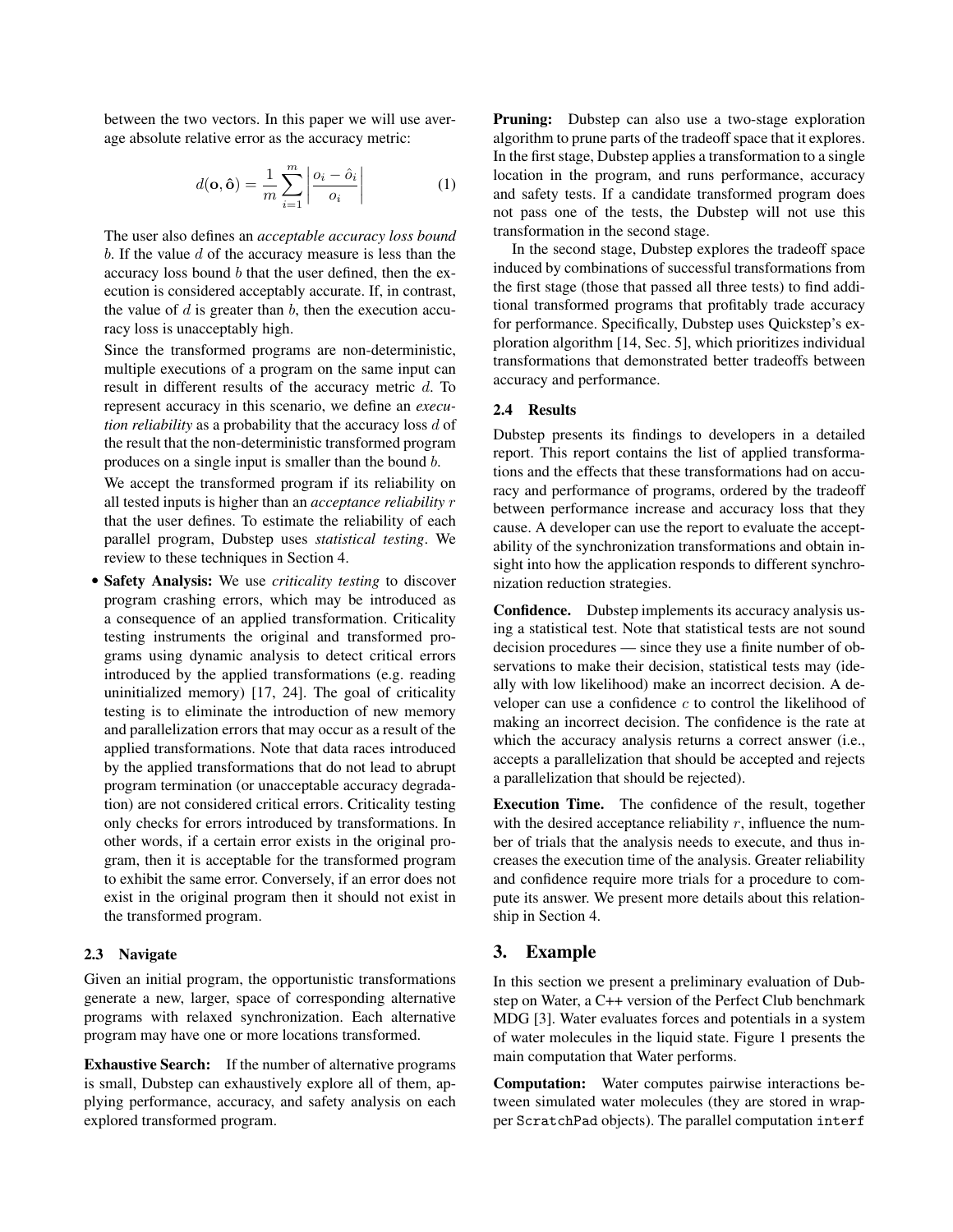between the two vectors. In this paper we will use average absolute relative error as the accuracy metric:

$$d(\mathbf{o}, \hat{\mathbf{o}}) = \frac{1}{m} \sum_{i=1}^{m} \left| \frac{o_i - \hat{o}_i}{o_i} \right| \quad (1)$$

The user also defines an *acceptable accuracy loss bound* $b$. If the value $d$ of the accuracy measure is less than the accuracy loss bound $b$ that the user defined, then the execution is considered acceptably accurate. If, in contrast, the value of $d$ is greater than $b$, then the execution accuracy loss is unacceptably high.

Since the transformed programs are non-deterministic, multiple executions of a program on the same input can result in different results of the accuracy metric $d$. To represent accuracy in this scenario, we define an *execution reliability* as a probability that the accuracy loss $d$ of the result that the non-deterministic transformed program produces on a single input is smaller than the bound $b$.

We accept the transformed program if its reliability on all tested inputs is higher than an *acceptance reliability* $r$ that the user defines. To estimate the reliability of each parallel program, Dubstep uses *statistical testing*. We review to these techniques in Section 4.

- **Safety Analysis:** We use *criticality testing* to discover program crashing errors, which may be introduced as a consequence of an applied transformation. Criticality testing instruments the original and transformed programs using dynamic analysis to detect critical errors introduced by the applied transformations (e.g. reading uninitialized memory) [17, 24]. The goal of criticality testing is to eliminate the introduction of new memory and parallelization errors that may occur as a result of the applied transformations. Note that data races introduced by the applied transformations that do not lead to abrupt program termination (or unacceptable accuracy degradation) are not considered critical errors. Criticality testing only checks for errors introduced by transformations. In other words, if a certain error exists in the original program, then it is acceptable for the transformed program to exhibit the same error. Conversely, if an error does not exist in the original program then it should not exist in the transformed program.

### 2.3 Navigate

Given an initial program, the opportunistic transformations generate a new, larger, space of corresponding alternative programs with relaxed synchronization. Each alternative program may have one or more locations transformed.

**Exhaustive Search:** If the number of alternative programs is small, Dubstep can exhaustively explore all of them, applying performance, accuracy, and safety analysis on each explored transformed program.

**Pruning:** Dubstep can also use a two-stage exploration algorithm to prune parts of the tradeoff space that it explores. In the first stage, Dubstep applies a transformation to a single location in the program, and runs performance, accuracy and safety tests. If a candidate transformed program does not pass one of the tests, the Dubstep will not use this transformation in the second stage.

In the second stage, Dubstep explores the tradeoff space induced by combinations of successful transformations from the first stage (those that passed all three tests) to find additional transformed programs that profitably trade accuracy for performance. Specifically, Dubstep uses Quickstep's exploration algorithm [14, Sec. 5], which prioritizes individual transformations that demonstrated better tradeoffs between accuracy and performance.

### 2.4 Results

Dubstep presents its findings to developers in a detailed report. This report contains the list of applied transformations and the effects that these transformations had on accuracy and performance of programs, ordered by the tradeoff between performance increase and accuracy loss that they cause. A developer can use the report to evaluate the acceptability of the synchronization transformations and obtain insight into how the application responds to different synchronization reduction strategies.

**Confidence.** Dubstep implements its accuracy analysis using a statistical test. Note that statistical tests are not sound decision procedures — since they use a finite number of observations to make their decision, statistical tests may (ideally with low likelihood) make an incorrect decision. A developer can use a confidence $c$ to control the likelihood of making an incorrect decision. The confidence is the rate at which the accuracy analysis returns a correct answer (i.e., accepts a parallelization that should be accepted and rejects a parallelization that should be rejected).

**Execution Time.** The confidence of the result, together with the desired acceptance reliability $r$, influence the number of trials that the analysis needs to execute, and thus increases the execution time of the analysis. Greater reliability and confidence require more trials for a procedure to compute its answer. We present more details about this relationship in Section 4.

## 3. Example

In this section we present a preliminary evaluation of Dubstep on Water, a C++ version of the Perfect Club benchmark MDG [3]. Water evaluates forces and potentials in a system of water molecules in the liquid state. Figure 1 presents the main computation that Water performs.

**Computation:** Water computes pairwise interactions between simulated water molecules (they are stored in wrapper `ScratchPad` objects). The parallel computation `interf`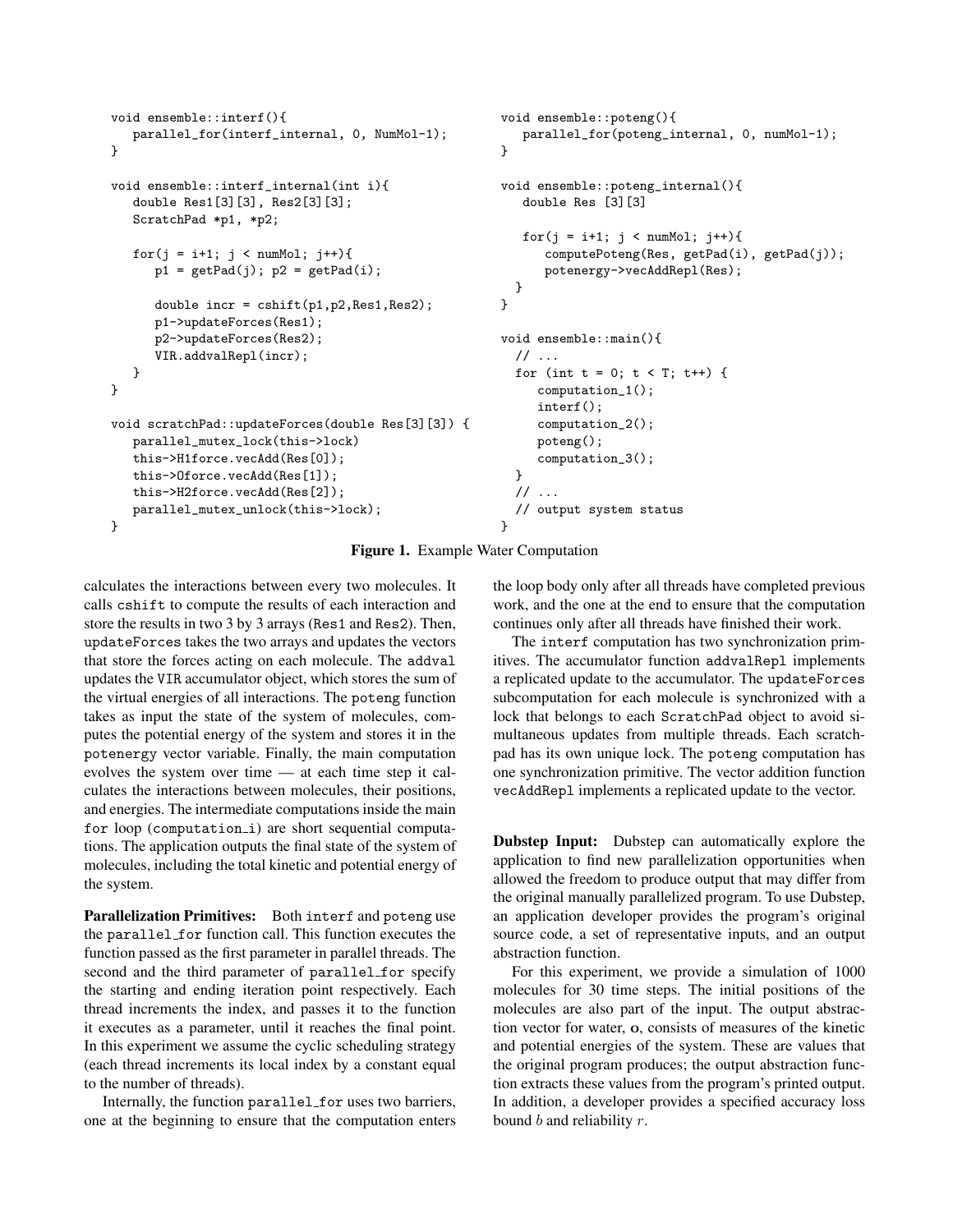```
void ensemble::interf(){
   parallel_for(interf_internal, 0, NumMol-1);
}

void ensemble::interf_internal(int i){
   double Res1[3][3], Res2[3][3];
   ScratchPad *p1, *p2;

   for(j = i+1; j < numMol; j++){
      p1 = getPad(j); p2 = getPad(i);

      double incr = cshift(p1,p2,Res1,Res2);
      p1->updateForces(Res1);
      p2->updateForces(Res2);
      VIR.addvalRepl(incr);
   }
}

void scratchPad::updateForces(double Res[3][3]) {
   parallel_mutex_lock(this->lock)
   this->H1force.vecAdd(Res[0]);
   this->Oforce.vecAdd(Res[1]);
   this->H2force.vecAdd(Res[2]);
   parallel_mutex_unlock(this->lock);
}
```

```
void ensemble::poteng(){
   parallel_for(poteng_internal, 0, numMol-1);
}

void ensemble::poteng_internal(){
   double Res [3][3]

   for(j = i+1; j < numMol; j++){
      computePoteng(Res, getPad(i), getPad(j));
      potenergy->vecAddRepl(Res);
   }
}

void ensemble::main(){
  // ...
  for (int t = 0; t < T; t++) {
     computation_1();
     interf();
     computation_2();
     poteng();
     computation_3();
  }
  // ...
  // output system status
}
```

**Figure 1.** Example Water Computation

calculates the interactions between every two molecules. It calls cshift to compute the results of each interaction and store the results in two 3 by 3 arrays (Res1 and Res2). Then, updateForces takes the two arrays and updates the vectors that store the forces acting on each molecule. The addval updates the VIR accumulator object, which stores the sum of the virtual energies of all interactions. The poteng function takes as input the state of the system of molecules, computes the potential energy of the system and stores it in the potenergy vector variable. Finally, the main computation evolves the system over time — at each time step it calculates the interactions between molecules, their positions, and energies. The intermediate computations inside the main for loop (computation_i) are short sequential computations. The application outputs the final state of the system of molecules, including the total kinetic and potential energy of the system.

**Parallelization Primitives:** Both interf and poteng use the parallel_for function call. This function executes the function passed as the first parameter in parallel threads. The second and the third parameter of parallel_for specify the starting and ending iteration point respectively. Each thread increments the index, and passes it to the function it executes as a parameter, until it reaches the final point. In this experiment we assume the cyclic scheduling strategy (each thread increments its local index by a constant equal to the number of threads).

Internally, the function parallel_for uses two barriers, one at the beginning to ensure that the computation enters the loop body only after all threads have completed previous work, and the one at the end to ensure that the computation continues only after all threads have finished their work.

The interf computation has two synchronization primitives. The accumulator function addvalRepl implements a replicated update to the accumulator. The updateForces subcomputation for each molecule is synchronized with a lock that belongs to each ScratchPad object to avoid simultaneous updates from multiple threads. Each scratchpad has its own unique lock. The poteng computation has one synchronization primitive. The vector addition function vecAddRepl implements a replicated update to the vector.

**Dubstep Input:** Dubstep can automatically explore the application to find new parallelization opportunities when allowed the freedom to produce output that may differ from the original manually parallelized program. To use Dubstep, an application developer provides the program's original source code, a set of representative inputs, and an output abstraction function.

For this experiment, we provide a simulation of 1000 molecules for 30 time steps. The initial positions of the molecules are also part of the input. The output abstraction vector for water, $\mathbf{o}$, consists of measures of the kinetic and potential energies of the system. These are values that the original program produces; the output abstraction function extracts these values from the program's printed output. In addition, a developer provides a specified accuracy loss bound $b$ and reliability $r$.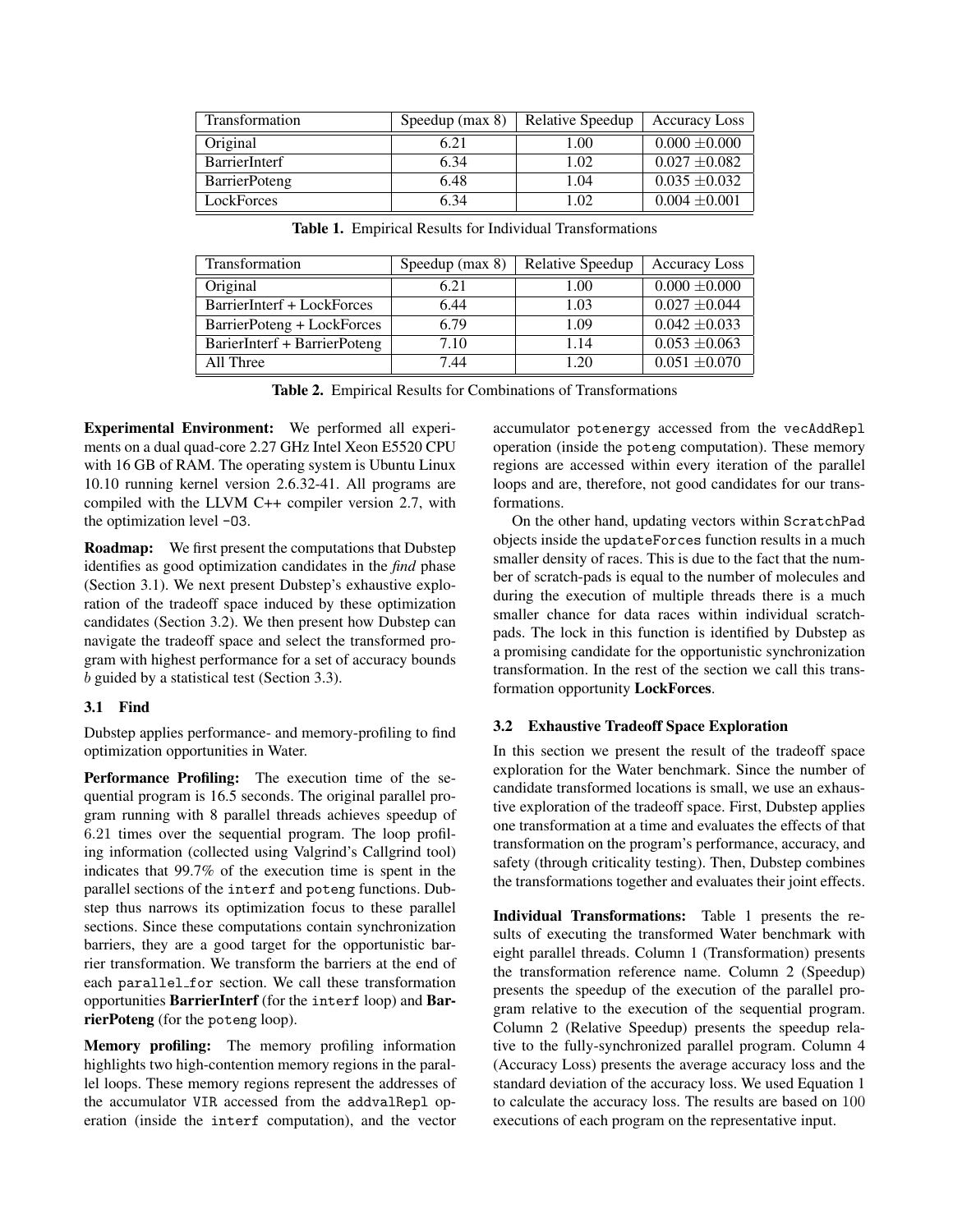| Transformation | Speedup (max 8) | Relative Speedup | Accuracy Loss |
|---|---|---|---|
| Original | 6.21 | 1.00 | 0.000 ±0.000 |
| BarrierInterf | 6.34 | 1.02 | 0.027 ±0.082 |
| BarrierPoteng | 6.48 | 1.04 | 0.035 ±0.032 |
| LockForces | 6.34 | 1.02 | 0.004 ±0.001 |

**Table 1.** Empirical Results for Individual Transformations

| Transformation | Speedup (max 8) | Relative Speedup | Accuracy Loss |
|---|---|---|---|
| Original | 6.21 | 1.00 | 0.000 ±0.000 |
| BarrierInterf + LockForces | 6.44 | 1.03 | 0.027 ±0.044 |
| BarrierPoteng + LockForces | 6.79 | 1.09 | 0.042 ±0.033 |
| BarierInterf + BarrierPoteng | 7.10 | 1.14 | 0.053 ±0.063 |
| All Three | 7.44 | 1.20 | 0.051 ±0.070 |

**Table 2.** Empirical Results for Combinations of Transformations

**Experimental Environment:** We performed all experiments on a dual quad-core 2.27 GHz Intel Xeon E5520 CPU with 16 GB of RAM. The operating system is Ubuntu Linux 10.10 running kernel version 2.6.32-41. All programs are compiled with the LLVM C++ compiler version 2.7, with the optimization level `-O3`.

**Roadmap:** We first present the computations that Dubstep identifies as good optimization candidates in the *find* phase (Section 3.1). We next present Dubstep's exhaustive exploration of the tradeoff space induced by these optimization candidates (Section 3.2). We then present how Dubstep can navigate the tradeoff space and select the transformed program with highest performance for a set of accuracy bounds $b$ guided by a statistical test (Section 3.3).

### 3.1 Find

Dubstep applies performance- and memory-profiling to find optimization opportunities in Water.

**Performance Profiling:** The execution time of the sequential program is 16.5 seconds. The original parallel program running with 8 parallel threads achieves speedup of 6.21 times over the sequential program. The loop profiling information (collected using Valgrind's Callgrind tool) indicates that 99.7% of the execution time is spent in the parallel sections of the `interf` and `poteng` functions. Dubstep thus narrows its optimization focus to these parallel sections. Since these computations contain synchronization barriers, they are a good target for the opportunistic barrier transformation. We transform the barriers at the end of each `parallel_for` section. We call these transformation opportunities **BarrierInterf** (for the `interf` loop) and **BarrierPoteng** (for the `poteng` loop).

**Memory profiling:** The memory profiling information highlights two high-contention memory regions in the parallel loops. These memory regions represent the addresses of the accumulator `VIR` accessed from the `addvalRepl` operation (inside the `interf` computation), and the vector accumulator `potenergy` accessed from the `vecAddRepl` operation (inside the `poteng` computation). These memory regions are accessed within every iteration of the parallel loops and are, therefore, not good candidates for our transformations.

On the other hand, updating vectors within `ScratchPad` objects inside the `updateForces` function results in a much smaller density of races. This is due to the fact that the number of scratch-pads is equal to the number of molecules and during the execution of multiple threads there is a much smaller chance for data races within individual scratch-pads. The lock in this function is identified by Dubstep as a promising candidate for the opportunistic synchronization transformation. In the rest of the section we call this transformation opportunity **LockForces**.

### 3.2 Exhaustive Tradeoff Space Exploration

In this section we present the result of the tradeoff space exploration for the Water benchmark. Since the number of candidate transformed locations is small, we use an exhaustive exploration of the tradeoff space. First, Dubstep applies one transformation at a time and evaluates the effects of that transformation on the program's performance, accuracy, and safety (through criticality testing). Then, Dubstep combines the transformations together and evaluates their joint effects.

**Individual Transformations:** Table 1 presents the results of executing the transformed Water benchmark with eight parallel threads. Column 1 (Transformation) presents the transformation reference name. Column 2 (Speedup) presents the speedup of the execution of the parallel program relative to the execution of the sequential program. Column 2 (Relative Speedup) presents the speedup relative to the fully-synchronized parallel program. Column 4 (Accuracy Loss) presents the average accuracy loss and the standard deviation of the accuracy loss. We used Equation 1 to calculate the accuracy loss. The results are based on 100 executions of each program on the representative input.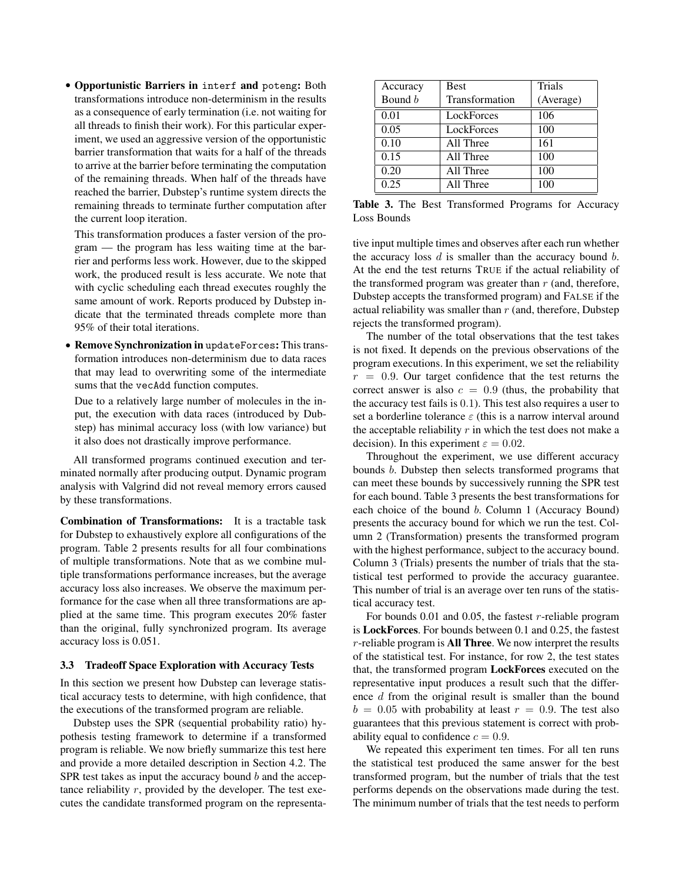- **Opportunistic Barriers in** `interf` **and** `poteng`**:** Both transformations introduce non-determinism in the results as a consequence of early termination (i.e. not waiting for all threads to finish their work). For this particular experiment, we used an aggressive version of the opportunistic barrier transformation that waits for a half of the threads to arrive at the barrier before terminating the computation of the remaining threads. When half of the threads have reached the barrier, Dubstep's runtime system directs the remaining threads to terminate further computation after the current loop iteration.

  This transformation produces a faster version of the program — the program has less waiting time at the barrier and performs less work. However, due to the skipped work, the produced result is less accurate. We note that with cyclic scheduling each thread executes roughly the same amount of work. Reports produced by Dubstep indicate that the terminated threads complete more than 95% of their total iterations.

- **Remove Synchronization in** `updateForces`**:** This transformation introduces non-determinism due to data races that may lead to overwriting some of the intermediate sums that the `vecAdd` function computes.

  Due to a relatively large number of molecules in the input, the execution with data races (introduced by Dubstep) has minimal accuracy loss (with low variance) but it also does not drastically improve performance.

All transformed programs continued execution and terminated normally after producing output. Dynamic program analysis with Valgrind did not reveal memory errors caused by these transformations.

**Combination of Transformations:** It is a tractable task for Dubstep to exhaustively explore all configurations of the program. Table 2 presents results for all four combinations of multiple transformations. Note that as we combine multiple transformations performance increases, but the average accuracy loss also increases. We observe the maximum performance for the case when all three transformations are applied at the same time. This program executes 20% faster than the original, fully synchronized program. Its average accuracy loss is 0.051.

### 3.3 Tradeoff Space Exploration with Accuracy Tests

In this section we present how Dubstep can leverage statistical accuracy tests to determine, with high confidence, that the executions of the transformed program are reliable.

Dubstep uses the SPR (sequential probability ratio) hypothesis testing framework to determine if a transformed program is reliable. We now briefly summarize this test here and provide a more detailed description in Section 4.2. The SPR test takes as input the accuracy bound $b$ and the acceptance reliability $r$, provided by the developer. The test executes the candidate transformed program on the representative input multiple times and observes after each run whether the accuracy loss $d$ is smaller than the accuracy bound $b$. At the end the test returns TRUE if the actual reliability of the transformed program was greater than $r$ (and, therefore, Dubstep accepts the transformed program) and FALSE if the actual reliability was smaller than $r$ (and, therefore, Dubstep rejects the transformed program).

| Accuracy Bound $b$ | Best Transformation | Trials (Average) |
|---|---|---|
| 0.01 | LockForces | 106 |
| 0.05 | LockForces | 100 |
| 0.10 | All Three | 161 |
| 0.15 | All Three | 100 |
| 0.20 | All Three | 100 |
| 0.25 | All Three | 100 |

**Table 3.** The Best Transformed Programs for Accuracy Loss Bounds

The number of the total observations that the test takes is not fixed. It depends on the previous observations of the program executions. In this experiment, we set the reliability $r = 0.9$. Our target confidence that the test returns the correct answer is also $c = 0.9$ (thus, the probability that the accuracy test fails is $0.1$). This test also requires a user to set a borderline tolerance $\varepsilon$ (this is a narrow interval around the acceptable reliability $r$ in which the test does not make a decision). In this experiment $\varepsilon = 0.02$.

Throughout the experiment, we use different accuracy bounds $b$. Dubstep then selects transformed programs that can meet these bounds by successively running the SPR test for each bound. Table 3 presents the best transformations for each choice of the bound $b$. Column 1 (Accuracy Bound) presents the accuracy bound for which we run the test. Column 2 (Transformation) presents the transformed program with the highest performance, subject to the accuracy bound. Column 3 (Trials) presents the number of trials that the statistical test performed to provide the accuracy guarantee. This number of trial is an average over ten runs of the statistical accuracy test.

For bounds 0.01 and 0.05, the fastest $r$-reliable program is **LockForces**. For bounds between 0.1 and 0.25, the fastest $r$-reliable program is **All Three**. We now interpret the results of the statistical test. For instance, for row 2, the test states that, the transformed program **LockForces** executed on the representative input produces a result such that the difference $d$ from the original result is smaller than the bound $b = 0.05$ with probability at least $r = 0.9$. The test also guarantees that this previous statement is correct with probability equal to confidence $c = 0.9$.

We repeated this experiment ten times. For all ten runs the statistical test produced the same answer for the best transformed program, but the number of trials that the test performs depends on the observations made during the test. The minimum number of trials that the test needs to perform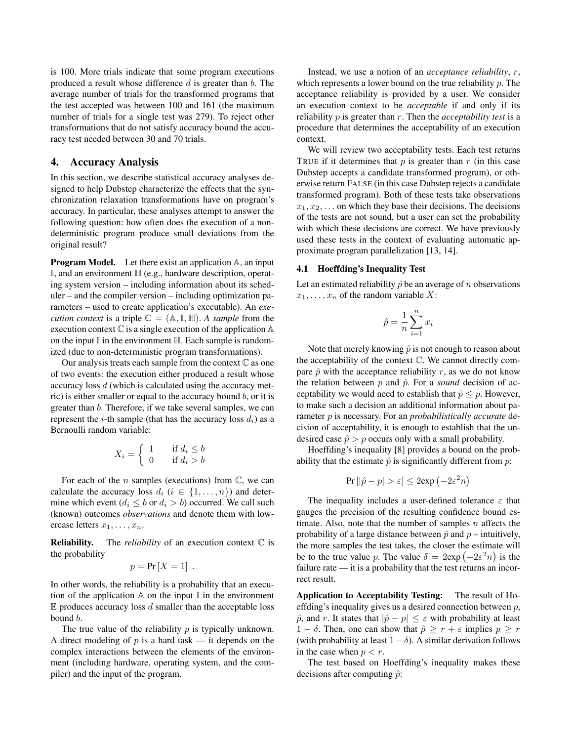is 100. More trials indicate that some program executions produced a result whose difference $d$ is greater than $b$. The average number of trials for the transformed programs that the test accepted was between 100 and 161 (the maximum number of trials for a single test was 279). To reject other transformations that do not satisfy accuracy bound the accuracy test needed between 30 and 70 trials.

## 4. Accuracy Analysis

In this section, we describe statistical accuracy analyses designed to help Dubstep characterize the effects that the synchronization relaxation transformations have on program's accuracy. In particular, these analyses attempt to answer the following question: how often does the execution of a nondeterministic program produce small deviations from the original result?

**Program Model.** Let there exist an application $\mathbb{A}$, an input $\mathbb{I}$, and an environment $\mathbb{H}$ (e.g., hardware description, operating system version – including information about its scheduler – and the compiler version – including optimization parameters – used to create application's executable). An *execution context* is a triple $\mathbb{C} = (\mathbb{A}, \mathbb{I}, \mathbb{H})$. *A sample* from the execution context $\mathbb{C}$ is a single execution of the application $\mathbb{A}$ on the input $\mathbb{I}$ in the environment $\mathbb{H}$. Each sample is randomized (due to non-deterministic program transformations).

Our analysis treats each sample from the context $\mathbb{C}$ as one of two events: the execution either produced a result whose accuracy loss $d$ (which is calculated using the accuracy metric) is either smaller or equal to the accuracy bound $b$, or it is greater than $b$. Therefore, if we take several samples, we can represent the $i$-th sample (that has the accuracy loss $d_i$) as a Bernoulli random variable:

$$X_i = \begin{cases} 1 & \text{if } d_i \leq b \\ 0 & \text{if } d_i > b \end{cases}$$

For each of the $n$ samples (executions) from $\mathbb{C}$, we can calculate the accuracy loss $d_i$ ($i \in \{1, \ldots, n\}$) and determine which event ($d_i \leq b$ or $d_i > b$) occurred. We call such (known) outcomes *observations* and denote them with lowercase letters $x_1, \ldots, x_n$.

**Reliability.** The *reliability* of an execution context $\mathbb{C}$ is the probability

$$p = \Pr[X = 1] \ .$$

In other words, the reliability is a probability that an execution of the application $\mathbb{A}$ on the input $\mathbb{I}$ in the environment $\mathbb{E}$ produces accuracy loss $d$ smaller than the acceptable loss bound $b$.

The true value of the reliability $p$ is typically unknown. A direct modeling of $p$ is a hard task — it depends on the complex interactions between the elements of the environment (including hardware, operating system, and the compiler) and the input of the program.

Instead, we use a notion of an *acceptance reliability*, $r$, which represents a lower bound on the true reliability $p$. The acceptance reliability is provided by a user. We consider an execution context to be *acceptable* if and only if its reliability $p$ is greater than $r$. Then the *acceptability test* is a procedure that determines the acceptability of an execution context.

We will review two acceptability tests. Each test returns TRUE if it determines that $p$ is greater than $r$ (in this case Dubstep accepts a candidate transformed program), or otherwise return FALSE (in this case Dubstep rejects a candidate transformed program). Both of these tests take observations $x_1, x_2, \ldots$ on which they base their decisions. The decisions of the tests are not sound, but a user can set the probability with which these decisions are correct. We have previously used these tests in the context of evaluating automatic approximate program parallelization [13, 14].

### 4.1 Hoeffding's Inequality Test

Let an estimated reliability $\hat{p}$ be an average of $n$ observations $x_1, \ldots, x_n$ of the random variable $X$:

$$\hat{p} = \frac{1}{n} \sum_{i=1}^{n} x_i$$

Note that merely knowing $\hat{p}$ is not enough to reason about the acceptability of the context $\mathbb{C}$. We cannot directly compare $\hat{p}$ with the acceptance reliability $r$, as we do not know the relation between $p$ and $\hat{p}$. For a *sound* decision of acceptability we would need to establish that $\hat{p} \leq p$. However, to make such a decision an additional information about parameter $p$ is necessary. For an *probabilistically accurate* decision of acceptability, it is enough to establish that the undesired case $\hat{p} > p$ occurs only with a small probability.

Hoeffding's inequality [8] provides a bound on the probability that the estimate $\hat{p}$ is significantly different from $p$:

$$\Pr[|\hat{p} - p| > \varepsilon] \leq 2\exp\left(-2\varepsilon^2 n\right)$$

The inequality includes a user-defined tolerance $\varepsilon$ that gauges the precision of the resulting confidence bound estimate. Also, note that the number of samples $n$ affects the probability of a large distance between $\hat{p}$ and $p$ – intuitively, the more samples the test takes, the closer the estimate will be to the true value $p$. The value $\delta = 2\exp\left(-2\varepsilon^2 n\right)$ is the failure rate — it is a probability that the test returns an incorrect result.

**Application to Acceptability Testing:** The result of Hoeffding's inequality gives us a desired connection between $p$, $\hat{p}$, and $r$. It states that $|\hat{p} - p| \leq \varepsilon$ with probability at least $1 - \delta$. Then, one can show that $\hat{p} \geq r + \varepsilon$ implies $p \geq r$ (with probability at least $1 - \delta$). A similar derivation follows in the case when $p < r$.

The test based on Hoeffding's inequality makes these decisions after computing $\hat{p}$: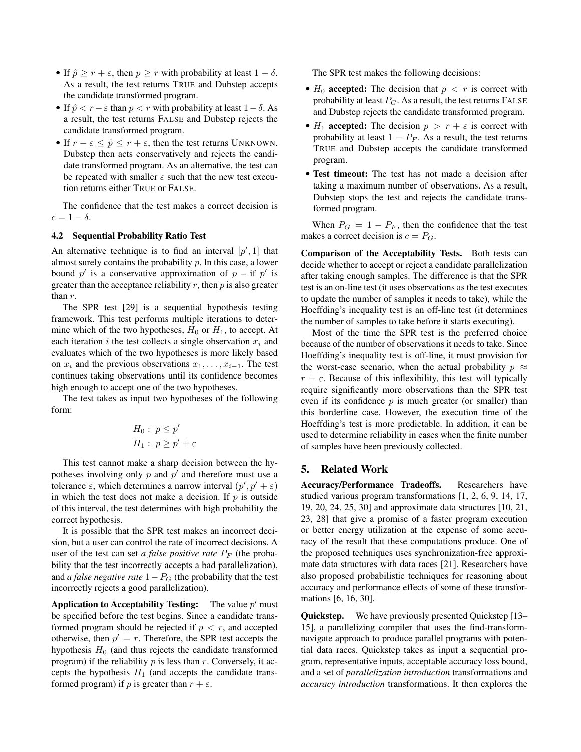- If $\hat{p} \geq r + \varepsilon$, then $p \geq r$ with probability at least $1 - \delta$. As a result, the test returns TRUE and Dubstep accepts the candidate transformed program.
- If $\hat{p} < r - \varepsilon$ than $p < r$ with probability at least $1 - \delta$. As a result, the test returns FALSE and Dubstep rejects the candidate transformed program.
- If $r - \varepsilon \leq \hat{p} \leq r + \varepsilon$, then the test returns UNKNOWN. Dubstep then acts conservatively and rejects the candidate transformed program. As an alternative, the test can be repeated with smaller $\varepsilon$ such that the new test execution returns either TRUE or FALSE.

The confidence that the test makes a correct decision is $c = 1 - \delta$.

### 4.2 Sequential Probability Ratio Test

An alternative technique is to find an interval $[p', 1]$ that almost surely contains the probability $p$. In this case, a lower bound $p'$ is a conservative approximation of $p$ – if $p'$ is greater than the acceptance reliability $r$, then $p$ is also greater than $r$.

The SPR test [29] is a sequential hypothesis testing framework. This test performs multiple iterations to determine which of the two hypotheses, $H_0$ or $H_1$, to accept. At each iteration $i$ the test collects a single observation $x_i$ and evaluates which of the two hypotheses is more likely based on $x_i$ and the previous observations $x_1, \ldots, x_{i-1}$. The test continues taking observations until its confidence becomes high enough to accept one of the two hypotheses.

The test takes as input two hypotheses of the following form:

$$H_0 : \; p \leq p'$$
$$H_1 : \; p \geq p' + \varepsilon$$

This test cannot make a sharp decision between the hypotheses involving only $p$ and $p'$ and therefore must use a tolerance $\varepsilon$, which determines a narrow interval $(p', p' + \varepsilon)$ in which the test does not make a decision. If $p$ is outside of this interval, the test determines with high probability the correct hypothesis.

It is possible that the SPR test makes an incorrect decision, but a user can control the rate of incorrect decisions. A user of the test can set *a false positive rate* $P_F$ (the probability that the test incorrectly accepts a bad parallelization), and *a false negative rate* $1 - P_G$ (the probability that the test incorrectly rejects a good parallelization).

**Application to Acceptability Testing:** The value $p'$ must be specified before the test begins. Since a candidate transformed program should be rejected if $p < r$, and accepted otherwise, then $p' = r$. Therefore, the SPR test accepts the hypothesis $H_0$ (and thus rejects the candidate transformed program) if the reliability $p$ is less than $r$. Conversely, it accepts the hypothesis $H_1$ (and accepts the candidate transformed program) if $p$ is greater than $r + \varepsilon$.

The SPR test makes the following decisions:

- $H_0$ **accepted:** The decision that $p < r$ is correct with probability at least $P_G$. As a result, the test returns FALSE and Dubstep rejects the candidate transformed program.
- $H_1$ **accepted:** The decision $p > r + \varepsilon$ is correct with probability at least $1 - P_F$. As a result, the test returns TRUE and Dubstep accepts the candidate transformed program.
- **Test timeout:** The test has not made a decision after taking a maximum number of observations. As a result, Dubstep stops the test and rejects the candidate transformed program.

When $P_G = 1 - P_F$, then the confidence that the test makes a correct decision is $c = P_G$.

**Comparison of the Acceptability Tests.** Both tests can decide whether to accept or reject a candidate parallelization after taking enough samples. The difference is that the SPR test is an on-line test (it uses observations as the test executes to update the number of samples it needs to take), while the Hoeffding's inequality test is an off-line test (it determines the number of samples to take before it starts executing).

Most of the time the SPR test is the preferred choice because of the number of observations it needs to take. Since Hoeffding's inequality test is off-line, it must provision for the worst-case scenario, when the actual probability $p \approx r + \varepsilon$. Because of this inflexibility, this test will typically require significantly more observations than the SPR test even if its confidence $p$ is much greater (or smaller) than this borderline case. However, the execution time of the Hoeffding's test is more predictable. In addition, it can be used to determine reliability in cases when the finite number of samples have been previously collected.

## 5. Related Work

**Accuracy/Performance Tradeoffs.** Researchers have studied various program transformations [1, 2, 6, 9, 14, 17, 19, 20, 24, 25, 30] and approximate data structures [10, 21, 23, 28] that give a promise of a faster program execution or better energy utilization at the expense of some accuracy of the result that these computations produce. One of the proposed techniques uses synchronization-free approximate data structures with data races [21]. Researchers have also proposed probabilistic techniques for reasoning about accuracy and performance effects of some of these transformations [6, 16, 30].

**Quickstep.** We have previously presented Quickstep [13–15], a parallelizing compiler that uses the find-transform-navigate approach to produce parallel programs with potential data races. Quickstep takes as input a sequential program, representative inputs, acceptable accuracy loss bound, and a set of *parallelization introduction* transformations and *accuracy introduction* transformations. It then explores the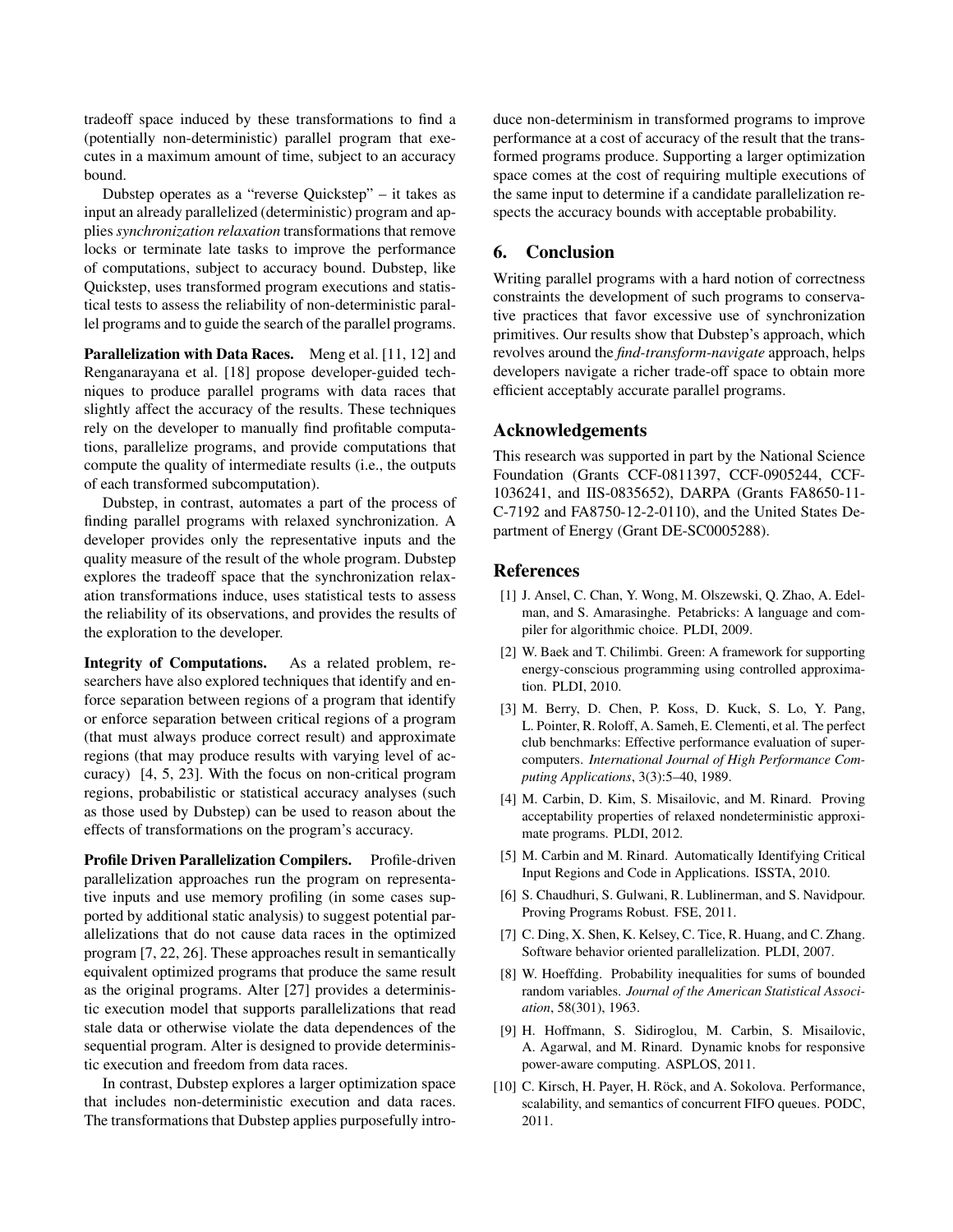tradeoff space induced by these transformations to find a (potentially non-deterministic) parallel program that executes in a maximum amount of time, subject to an accuracy bound.

Dubstep operates as a "reverse Quickstep" – it takes as input an already parallelized (deterministic) program and applies *synchronization relaxation* transformations that remove locks or terminate late tasks to improve the performance of computations, subject to accuracy bound. Dubstep, like Quickstep, uses transformed program executions and statistical tests to assess the reliability of non-deterministic parallel programs and to guide the search of the parallel programs.

**Parallelization with Data Races.** Meng et al. [11, 12] and Renganarayana et al. [18] propose developer-guided techniques to produce parallel programs with data races that slightly affect the accuracy of the results. These techniques rely on the developer to manually find profitable computations, parallelize programs, and provide computations that compute the quality of intermediate results (i.e., the outputs of each transformed subcomputation).

Dubstep, in contrast, automates a part of the process of finding parallel programs with relaxed synchronization. A developer provides only the representative inputs and the quality measure of the result of the whole program. Dubstep explores the tradeoff space that the synchronization relaxation transformations induce, uses statistical tests to assess the reliability of its observations, and provides the results of the exploration to the developer.

**Integrity of Computations.** As a related problem, researchers have also explored techniques that identify and enforce separation between regions of a program that identify or enforce separation between critical regions of a program (that must always produce correct result) and approximate regions (that may produce results with varying level of accuracy) [4, 5, 23]. With the focus on non-critical program regions, probabilistic or statistical accuracy analyses (such as those used by Dubstep) can be used to reason about the effects of transformations on the program's accuracy.

**Profile Driven Parallelization Compilers.** Profile-driven parallelization approaches run the program on representative inputs and use memory profiling (in some cases supported by additional static analysis) to suggest potential parallelizations that do not cause data races in the optimized program [7, 22, 26]. These approaches result in semantically equivalent optimized programs that produce the same result as the original programs. Alter [27] provides a deterministic execution model that supports parallelizations that read stale data or otherwise violate the data dependences of the sequential program. Alter is designed to provide deterministic execution and freedom from data races.

In contrast, Dubstep explores a larger optimization space that includes non-deterministic execution and data races. The transformations that Dubstep applies purposefully introduce non-determinism in transformed programs to improve performance at a cost of accuracy of the result that the transformed programs produce. Supporting a larger optimization space comes at the cost of requiring multiple executions of the same input to determine if a candidate parallelization respects the accuracy bounds with acceptable probability.

## 6. Conclusion

Writing parallel programs with a hard notion of correctness constraints the development of such programs to conservative practices that favor excessive use of synchronization primitives. Our results show that Dubstep's approach, which revolves around the *find-transform-navigate* approach, helps developers navigate a richer trade-off space to obtain more efficient acceptably accurate parallel programs.

## Acknowledgements

This research was supported in part by the National Science Foundation (Grants CCF-0811397, CCF-0905244, CCF-1036241, and IIS-0835652), DARPA (Grants FA8650-11-C-7192 and FA8750-12-2-0110), and the United States Department of Energy (Grant DE-SC0005288).

## References

[1] J. Ansel, C. Chan, Y. Wong, M. Olszewski, Q. Zhao, A. Edelman, and S. Amarasinghe. Petabricks: A language and compiler for algorithmic choice. PLDI, 2009.

[2] W. Baek and T. Chilimbi. Green: A framework for supporting energy-conscious programming using controlled approximation. PLDI, 2010.

[3] M. Berry, D. Chen, P. Koss, D. Kuck, S. Lo, Y. Pang, L. Pointer, R. Roloff, A. Sameh, E. Clementi, et al. The perfect club benchmarks: Effective performance evaluation of supercomputers. *International Journal of High Performance Computing Applications*, 3(3):5–40, 1989.

[4] M. Carbin, D. Kim, S. Misailovic, and M. Rinard. Proving acceptability properties of relaxed nondeterministic approximate programs. PLDI, 2012.

[5] M. Carbin and M. Rinard. Automatically Identifying Critical Input Regions and Code in Applications. ISSTA, 2010.

[6] S. Chaudhuri, S. Gulwani, R. Lublinerman, and S. Navidpour. Proving Programs Robust. FSE, 2011.

[7] C. Ding, X. Shen, K. Kelsey, C. Tice, R. Huang, and C. Zhang. Software behavior oriented parallelization. PLDI, 2007.

[8] W. Hoeffding. Probability inequalities for sums of bounded random variables. *Journal of the American Statistical Association*, 58(301), 1963.

[9] H. Hoffmann, S. Sidiroglou, M. Carbin, S. Misailovic, A. Agarwal, and M. Rinard. Dynamic knobs for responsive power-aware computing. ASPLOS, 2011.

[10] C. Kirsch, H. Payer, H. Röck, and A. Sokolova. Performance, scalability, and semantics of concurrent FIFO queues. PODC, 2011.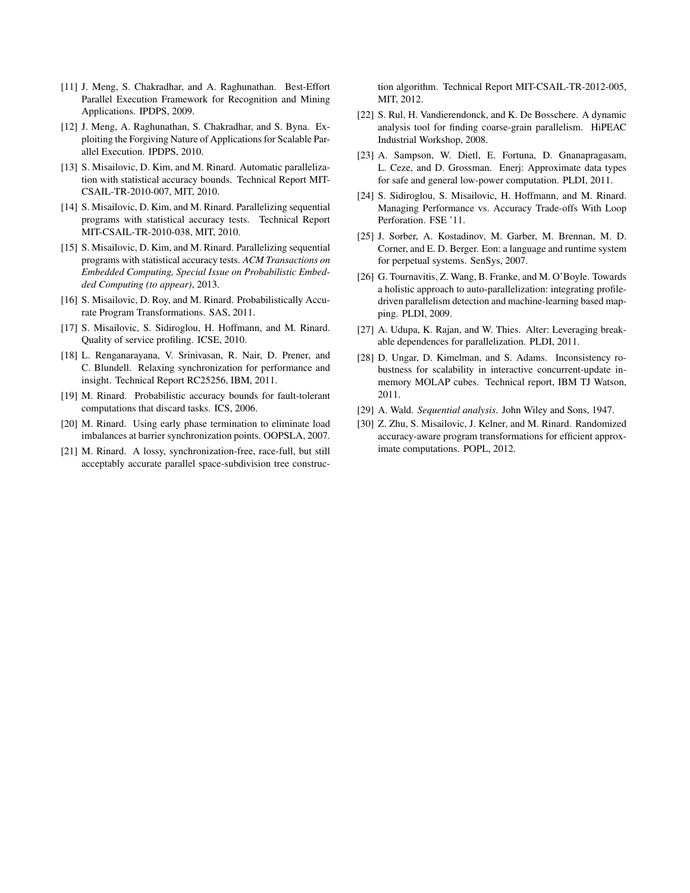[11] J. Meng, S. Chakradhar, and A. Raghunathan. Best-Effort Parallel Execution Framework for Recognition and Mining Applications. IPDPS, 2009.

[12] J. Meng, A. Raghunathan, S. Chakradhar, and S. Byna. Exploiting the Forgiving Nature of Applications for Scalable Parallel Execution. IPDPS, 2010.

[13] S. Misailovic, D. Kim, and M. Rinard. Automatic parallelization with statistical accuracy bounds. Technical Report MIT-CSAIL-TR-2010-007, MIT, 2010.

[14] S. Misailovic, D. Kim, and M. Rinard. Parallelizing sequential programs with statistical accuracy tests. Technical Report MIT-CSAIL-TR-2010-038, MIT, 2010.

[15] S. Misailovic, D. Kim, and M. Rinard. Parallelizing sequential programs with statistical accuracy tests. *ACM Transactions on Embedded Computing, Special Issue on Probabilistic Embedded Computing (to appear)*, 2013.

[16] S. Misailovic, D. Roy, and M. Rinard. Probabilistically Accurate Program Transformations. SAS, 2011.

[17] S. Misailovic, S. Sidiroglou, H. Hoffmann, and M. Rinard. Quality of service profiling. ICSE, 2010.

[18] L. Renganarayana, V. Srinivasan, R. Nair, D. Prener, and C. Blundell. Relaxing synchronization for performance and insight. Technical Report RC25256, IBM, 2011.

[19] M. Rinard. Probabilistic accuracy bounds for fault-tolerant computations that discard tasks. ICS, 2006.

[20] M. Rinard. Using early phase termination to eliminate load imbalances at barrier synchronization points. OOPSLA, 2007.

[21] M. Rinard. A lossy, synchronization-free, race-full, but still acceptably accurate parallel space-subdivision tree construction algorithm. Technical Report MIT-CSAIL-TR-2012-005, MIT, 2012.

[22] S. Rul, H. Vandierendonck, and K. De Bosschere. A dynamic analysis tool for finding coarse-grain parallelism. HiPEAC Industrial Workshop, 2008.

[23] A. Sampson, W. Dietl, E. Fortuna, D. Gnanapragasam, L. Ceze, and D. Grossman. Enerj: Approximate data types for safe and general low-power computation. PLDI, 2011.

[24] S. Sidiroglou, S. Misailovic, H. Hoffmann, and M. Rinard. Managing Performance vs. Accuracy Trade-offs With Loop Perforation. FSE '11.

[25] J. Sorber, A. Kostadinov, M. Garber, M. Brennan, M. D. Corner, and E. D. Berger. Eon: a language and runtime system for perpetual systems. SenSys, 2007.

[26] G. Tournavitis, Z. Wang, B. Franke, and M. O'Boyle. Towards a holistic approach to auto-parallelization: integrating profile-driven parallelism detection and machine-learning based mapping. PLDI, 2009.

[27] A. Udupa, K. Rajan, and W. Thies. Alter: Leveraging breakable dependences for parallelization. PLDI, 2011.

[28] D. Ungar, D. Kimelman, and S. Adams. Inconsistency robustness for scalability in interactive concurrent-update in-memory MOLAP cubes. Technical report, IBM TJ Watson, 2011.

[29] A. Wald. *Sequential analysis*. John Wiley and Sons, 1947.

[30] Z. Zhu, S. Misailovic, J. Kelner, and M. Rinard. Randomized accuracy-aware program transformations for efficient approximate computations. POPL, 2012.